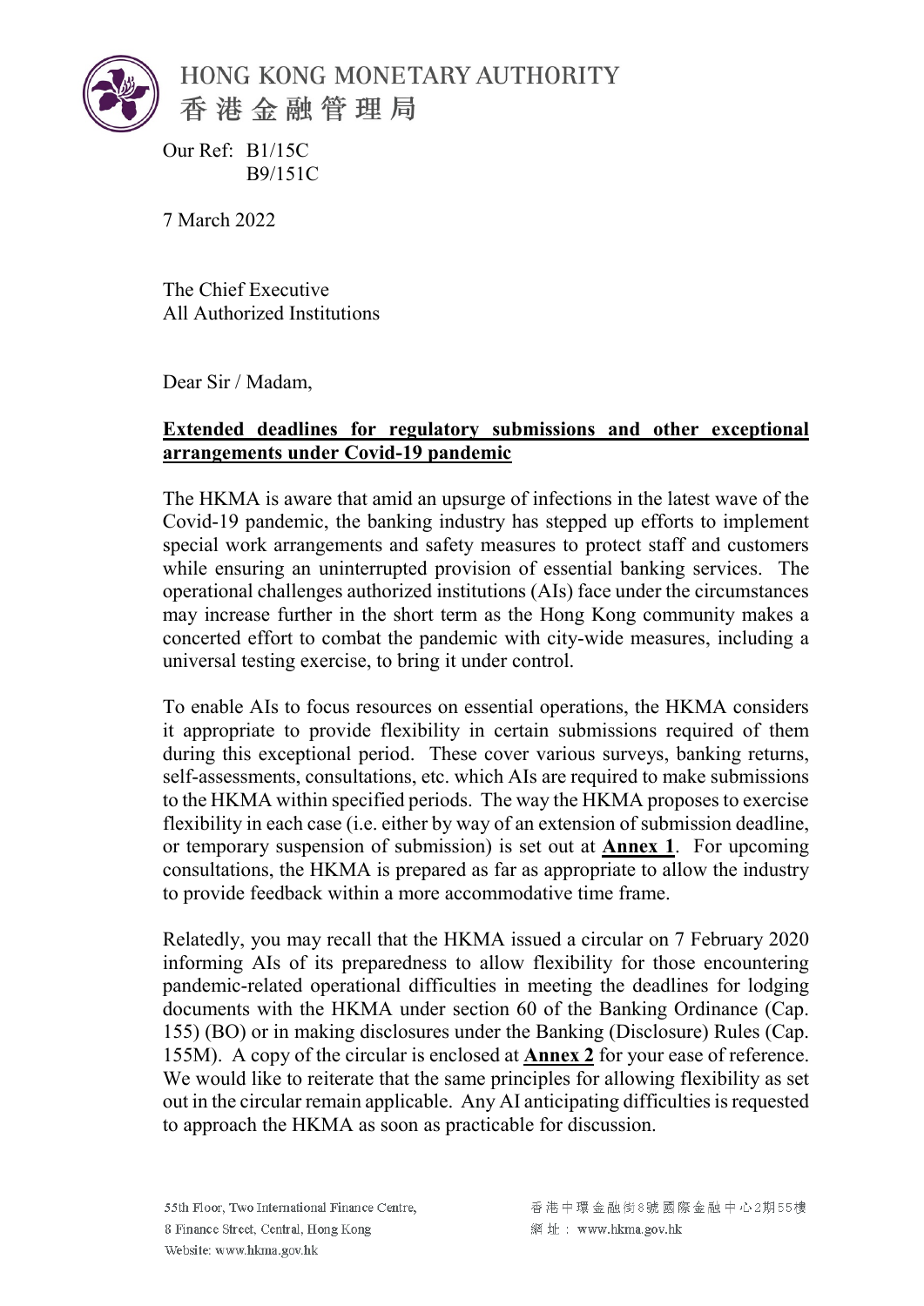HONG KONG MONETARY AUTHORITY
香港金融管理局

Our Ref: B1/15C
B9/151C

7 March 2022

The Chief Executive
All Authorized Institutions

Dear Sir / Madam,

**Extended deadlines for regulatory submissions and other exceptional arrangements under Covid-19 pandemic**

The HKMA is aware that amid an upsurge of infections in the latest wave of the Covid-19 pandemic, the banking industry has stepped up efforts to implement special work arrangements and safety measures to protect staff and customers while ensuring an uninterrupted provision of essential banking services. The operational challenges authorized institutions (AIs) face under the circumstances may increase further in the short term as the Hong Kong community makes a concerted effort to combat the pandemic with city-wide measures, including a universal testing exercise, to bring it under control.

To enable AIs to focus resources on essential operations, the HKMA considers it appropriate to provide flexibility in certain submissions required of them during this exceptional period. These cover various surveys, banking returns, self-assessments, consultations, etc. which AIs are required to make submissions to the HKMA within specified periods. The way the HKMA proposes to exercise flexibility in each case (i.e. either by way of an extension of submission deadline, or temporary suspension of submission) is set out at **Annex 1**. For upcoming consultations, the HKMA is prepared as far as appropriate to allow the industry to provide feedback within a more accommodative time frame.

Relatedly, you may recall that the HKMA issued a circular on 7 February 2020 informing AIs of its preparedness to allow flexibility for those encountering pandemic-related operational difficulties in meeting the deadlines for lodging documents with the HKMA under section 60 of the Banking Ordinance (Cap. 155) (BO) or in making disclosures under the Banking (Disclosure) Rules (Cap. 155M). A copy of the circular is enclosed at **Annex 2** for your ease of reference. We would like to reiterate that the same principles for allowing flexibility as set out in the circular remain applicable. Any AI anticipating difficulties is requested to approach the HKMA as soon as practicable for discussion.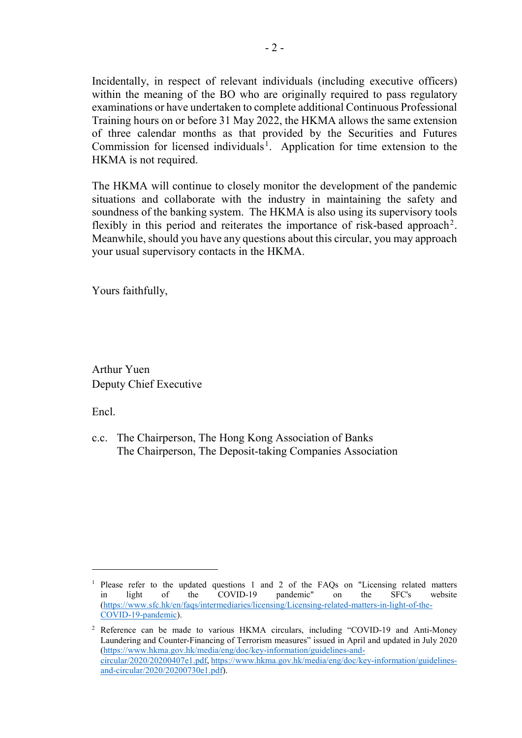Incidentally, in respect of relevant individuals (including executive officers) within the meaning of the BO who are originally required to pass regulatory examinations or have undertaken to complete additional Continuous Professional Training hours on or before 31 May 2022, the HKMA allows the same extension of three calendar months as that provided by the Securities and Futures Commission for licensed individuals[1]. Application for time extension to the HKMA is not required.

The HKMA will continue to closely monitor the development of the pandemic situations and collaborate with the industry in maintaining the safety and soundness of the banking system. The HKMA is also using its supervisory tools flexibly in this period and reiterates the importance of risk-based approach[2]. Meanwhile, should you have any questions about this circular, you may approach your usual supervisory contacts in the HKMA.

Yours faithfully,

Arthur Yuen
Deputy Chief Executive

Encl.

c.c. The Chairperson, The Hong Kong Association of Banks
The Chairperson, The Deposit-taking Companies Association

---

[1] Please refer to the updated questions 1 and 2 of the FAQs on "Licensing related matters in light of the COVID-19 pandemic" on the SFC's website (https://www.sfc.hk/en/faqs/intermediaries/licensing/Licensing-related-matters-in-light-of-the-COVID-19-pandemic).

[2] Reference can be made to various HKMA circulars, including "COVID-19 and Anti-Money Laundering and Counter-Financing of Terrorism measures" issued in April and updated in July 2020 (https://www.hkma.gov.hk/media/eng/doc/key-information/guidelines-and-circular/2020/20200407e1.pdf, https://www.hkma.gov.hk/media/eng/doc/key-information/guidelines-and-circular/2020/20200730e1.pdf).